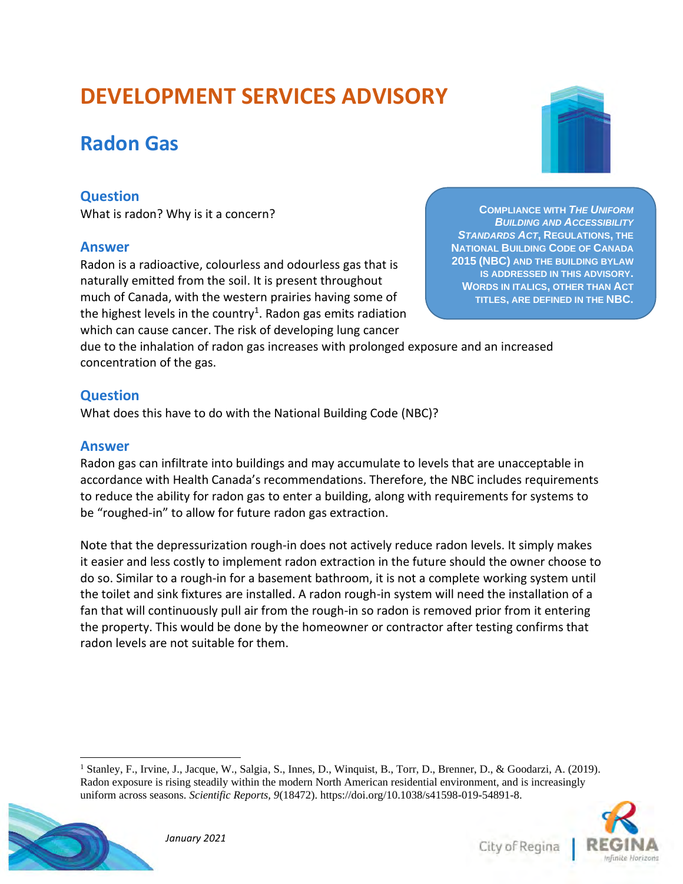# DEVELOPMENT SERVICES ADVISORY

## Radon Gas

> **COMPLIANCE WITH *THE UNIFORM BUILDING AND ACCESSIBILITY STANDARDS ACT*, REGULATIONS, THE NATIONAL BUILDING CODE OF CANADA 2015 (NBC) AND THE BUILDING BYLAW IS ADDRESSED IN THIS ADVISORY. WORDS IN ITALICS, OTHER THAN ACT TITLES, ARE DEFINED IN THE NBC.**

### Question

What is radon? Why is it a concern?

### Answer

Radon is a radioactive, colourless and odourless gas that is naturally emitted from the soil. It is present throughout much of Canada, with the western prairies having some of the highest levels in the country[1]. Radon gas emits radiation which can cause cancer. The risk of developing lung cancer due to the inhalation of radon gas increases with prolonged exposure and an increased concentration of the gas.

### Question

What does this have to do with the National Building Code (NBC)?

### Answer

Radon gas can infiltrate into buildings and may accumulate to levels that are unacceptable in accordance with Health Canada's recommendations. Therefore, the NBC includes requirements to reduce the ability for radon gas to enter a building, along with requirements for systems to be "roughed-in" to allow for future radon gas extraction.

Note that the depressurization rough-in does not actively reduce radon levels. It simply makes it easier and less costly to implement radon extraction in the future should the owner choose to do so. Similar to a rough-in for a basement bathroom, it is not a complete working system until the toilet and sink fixtures are installed. A radon rough-in system will need the installation of a fan that will continuously pull air from the rough-in so radon is removed prior from it entering the property. This would be done by the homeowner or contractor after testing confirms that radon levels are not suitable for them.

---

[1] Stanley, F., Irvine, J., Jacque, W., Salgia, S., Innes, D., Winquist, B., Torr, D., Brenner, D., & Goodarzi, A. (2019). Radon exposure is rising steadily within the modern North American residential environment, and is increasingly uniform across seasons. *Scientific Reports, 9*(18472). https://doi.org/10.1038/s41598-019-54891-8.

*January 2021*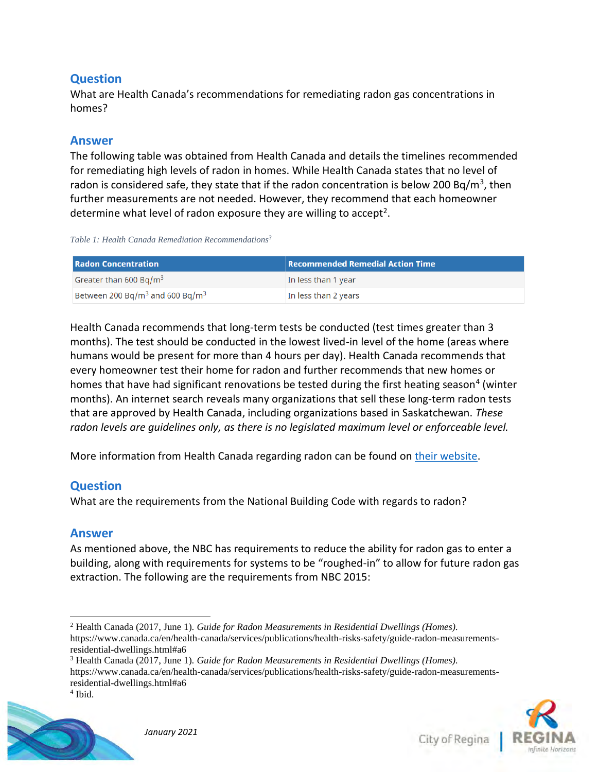## Question

What are Health Canada's recommendations for remediating radon gas concentrations in homes?

## Answer

The following table was obtained from Health Canada and details the timelines recommended for remediating high levels of radon in homes. While Health Canada states that no level of radon is considered safe, they state that if the radon concentration is below 200 Bq/m$^3$, then further measurements are not needed. However, they recommend that each homeowner determine what level of radon exposure they are willing to accept[2].

*Table 1: Health Canada Remediation Recommendations[3]*

| Radon Concentration | Recommended Remedial Action Time |
| --- | --- |
| Greater than 600 Bq/m$^3$ | In less than 1 year |
| Between 200 Bq/m$^3$ and 600 Bq/m$^3$ | In less than 2 years |

Health Canada recommends that long-term tests be conducted (test times greater than 3 months). The test should be conducted in the lowest lived-in level of the home (areas where humans would be present for more than 4 hours per day). Health Canada recommends that every homeowner test their home for radon and further recommends that new homes or homes that have had significant renovations be tested during the first heating season[4] (winter months). An internet search reveals many organizations that sell these long-term radon tests that are approved by Health Canada, including organizations based in Saskatchewan. *These radon levels are guidelines only, as there is no legislated maximum level or enforceable level.*

More information from Health Canada regarding radon can be found on [their website]().

## Question

What are the requirements from the National Building Code with regards to radon?

## Answer

As mentioned above, the NBC has requirements to reduce the ability for radon gas to enter a building, along with requirements for systems to be "roughed-in" to allow for future radon gas extraction. The following are the requirements from NBC 2015:

---

[2] Health Canada (2017, June 1). *Guide for Radon Measurements in Residential Dwellings (Homes).* https://www.canada.ca/en/health-canada/services/publications/health-risks-safety/guide-radon-measurements-residential-dwellings.html#a6

[3] Health Canada (2017, June 1). *Guide for Radon Measurements in Residential Dwellings (Homes).* https://www.canada.ca/en/health-canada/services/publications/health-risks-safety/guide-radon-measurements-residential-dwellings.html#a6

[4] Ibid.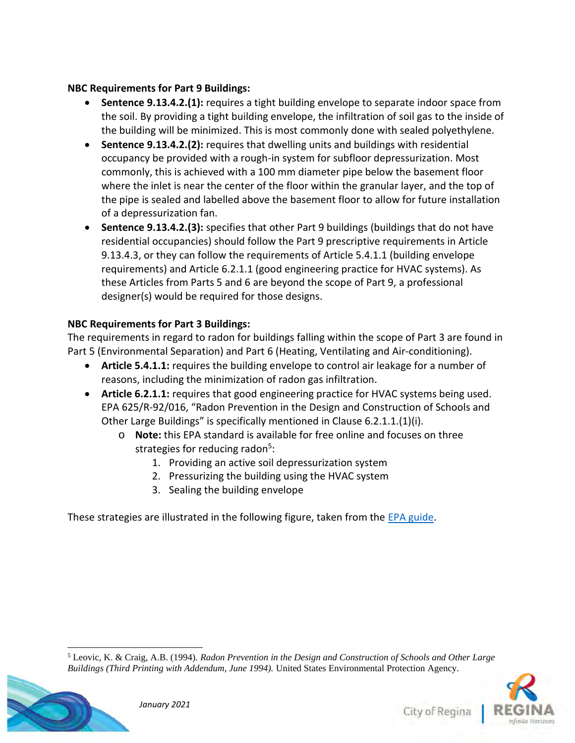**NBC Requirements for Part 9 Buildings:**

- **Sentence 9.13.4.2.(1):** requires a tight building envelope to separate indoor space from the soil. By providing a tight building envelope, the infiltration of soil gas to the inside of the building will be minimized. This is most commonly done with sealed polyethylene.
- **Sentence 9.13.4.2.(2):** requires that dwelling units and buildings with residential occupancy be provided with a rough-in system for subfloor depressurization. Most commonly, this is achieved with a 100 mm diameter pipe below the basement floor where the inlet is near the center of the floor within the granular layer, and the top of the pipe is sealed and labelled above the basement floor to allow for future installation of a depressurization fan.
- **Sentence 9.13.4.2.(3):** specifies that other Part 9 buildings (buildings that do not have residential occupancies) should follow the Part 9 prescriptive requirements in Article 9.13.4.3, or they can follow the requirements of Article 5.4.1.1 (building envelope requirements) and Article 6.2.1.1 (good engineering practice for HVAC systems). As these Articles from Parts 5 and 6 are beyond the scope of Part 9, a professional designer(s) would be required for those designs.

**NBC Requirements for Part 3 Buildings:**

The requirements in regard to radon for buildings falling within the scope of Part 3 are found in Part 5 (Environmental Separation) and Part 6 (Heating, Ventilating and Air-conditioning).

- **Article 5.4.1.1:** requires the building envelope to control air leakage for a number of reasons, including the minimization of radon gas infiltration.
- **Article 6.2.1.1:** requires that good engineering practice for HVAC systems being used. EPA 625/R-92/016, "Radon Prevention in the Design and Construction of Schools and Other Large Buildings" is specifically mentioned in Clause 6.2.1.1.(1)(i).
  - **Note:** this EPA standard is available for free online and focuses on three strategies for reducing radon[5]:
    1. Providing an active soil depressurization system
    2. Pressurizing the building using the HVAC system
    3. Sealing the building envelope

These strategies are illustrated in the following figure, taken from the EPA guide.

---

[5] Leovic, K. & Craig, A.B. (1994). *Radon Prevention in the Design and Construction of Schools and Other Large Buildings (Third Printing with Addendum, June 1994).* United States Environmental Protection Agency.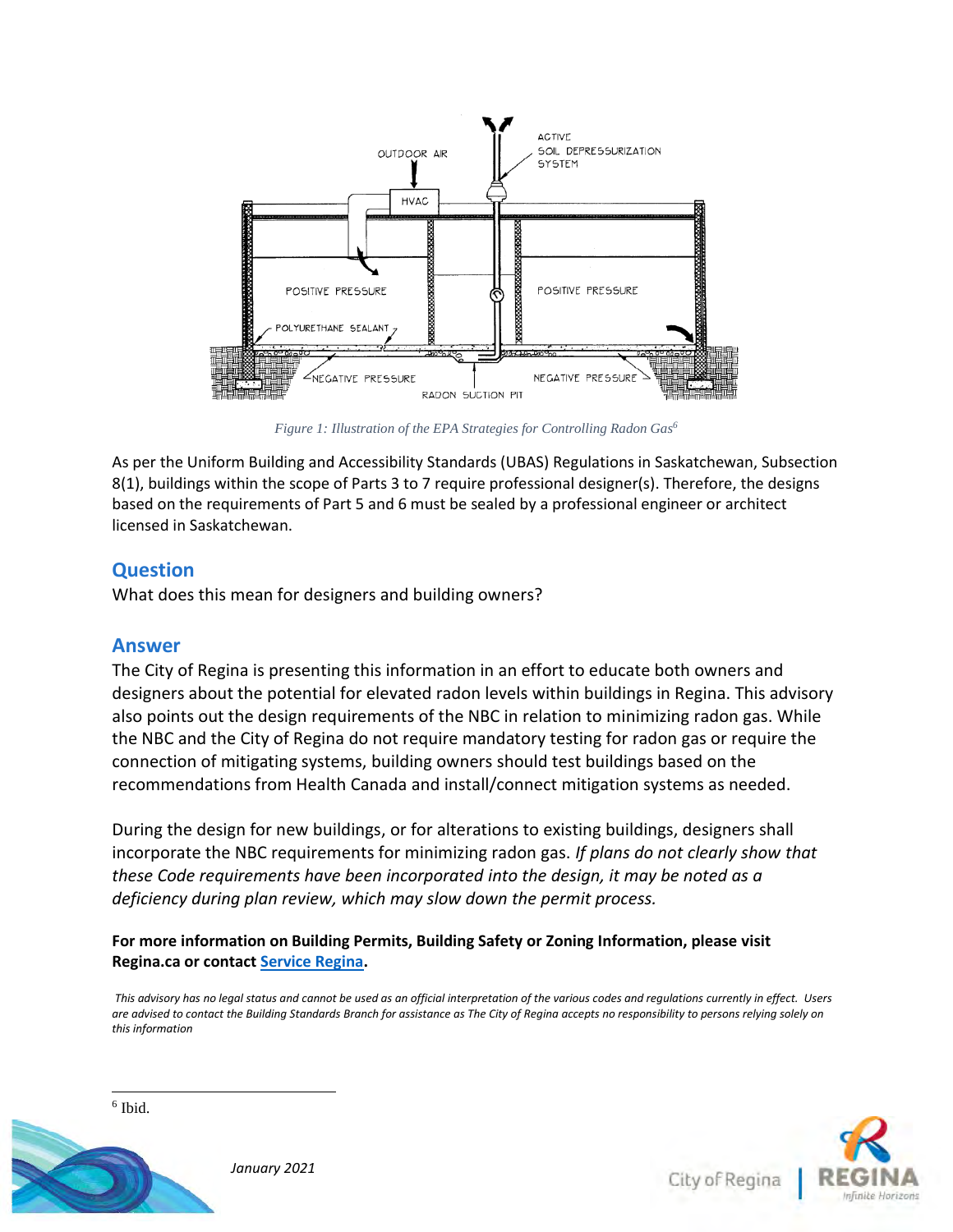Figure 1: Illustration of the EPA Strategies for Controlling Radon Gas[6]

As per the Uniform Building and Accessibility Standards (UBAS) Regulations in Saskatchewan, Subsection 8(1), buildings within the scope of Parts 3 to 7 require professional designer(s). Therefore, the designs based on the requirements of Part 5 and 6 must be sealed by a professional engineer or architect licensed in Saskatchewan.

## Question

What does this mean for designers and building owners?

## Answer

The City of Regina is presenting this information in an effort to educate both owners and designers about the potential for elevated radon levels within buildings in Regina. This advisory also points out the design requirements of the NBC in relation to minimizing radon gas. While the NBC and the City of Regina do not require mandatory testing for radon gas or require the connection of mitigating systems, building owners should test buildings based on the recommendations from Health Canada and install/connect mitigation systems as needed.

During the design for new buildings, or for alterations to existing buildings, designers shall incorporate the NBC requirements for minimizing radon gas. *If plans do not clearly show that these Code requirements have been incorporated into the design, it may be noted as a deficiency during plan review, which may slow down the permit process.*

**For more information on Building Permits, Building Safety or Zoning Information, please visit Regina.ca or contact Service Regina.**

*This advisory has no legal status and cannot be used as an official interpretation of the various codes and regulations currently in effect. Users are advised to contact the Building Standards Branch for assistance as The City of Regina accepts no responsibility to persons relying solely on this information*

[6] Ibid.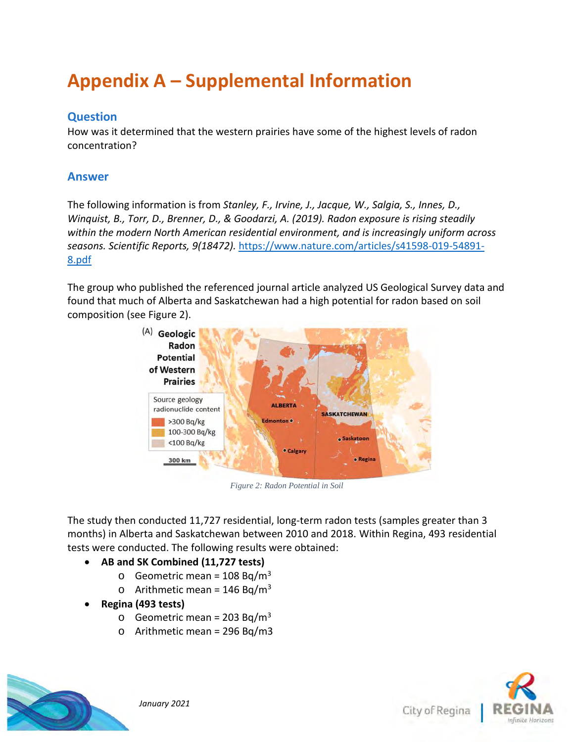# Appendix A – Supplemental Information

## Question

How was it determined that the western prairies have some of the highest levels of radon concentration?

## Answer

The following information is from *Stanley, F., Irvine, J., Jacque, W., Salgia, S., Innes, D., Winquist, B., Torr, D., Brenner, D., & Goodarzi, A. (2019). Radon exposure is rising steadily within the modern North American residential environment, and is increasingly uniform across seasons. Scientific Reports, 9(18472).* https://www.nature.com/articles/s41598-019-54891-8.pdf

The group who published the referenced journal article analyzed US Geological Survey data and found that much of Alberta and Saskatchewan had a high potential for radon based on soil composition (see Figure 2).

*Figure 2: Radon Potential in Soil*

The study then conducted 11,727 residential, long-term radon tests (samples greater than 3 months) in Alberta and Saskatchewan between 2010 and 2018. Within Regina, 493 residential tests were conducted. The following results were obtained:

- **AB and SK Combined (11,727 tests)**
  - Geometric mean = 108 $Bq/m^3$
  - Arithmetic mean = 146 $Bq/m^3$
- **Regina (493 tests)**
  - Geometric mean = 203 $Bq/m^3$
  - Arithmetic mean = 296 Bq/m3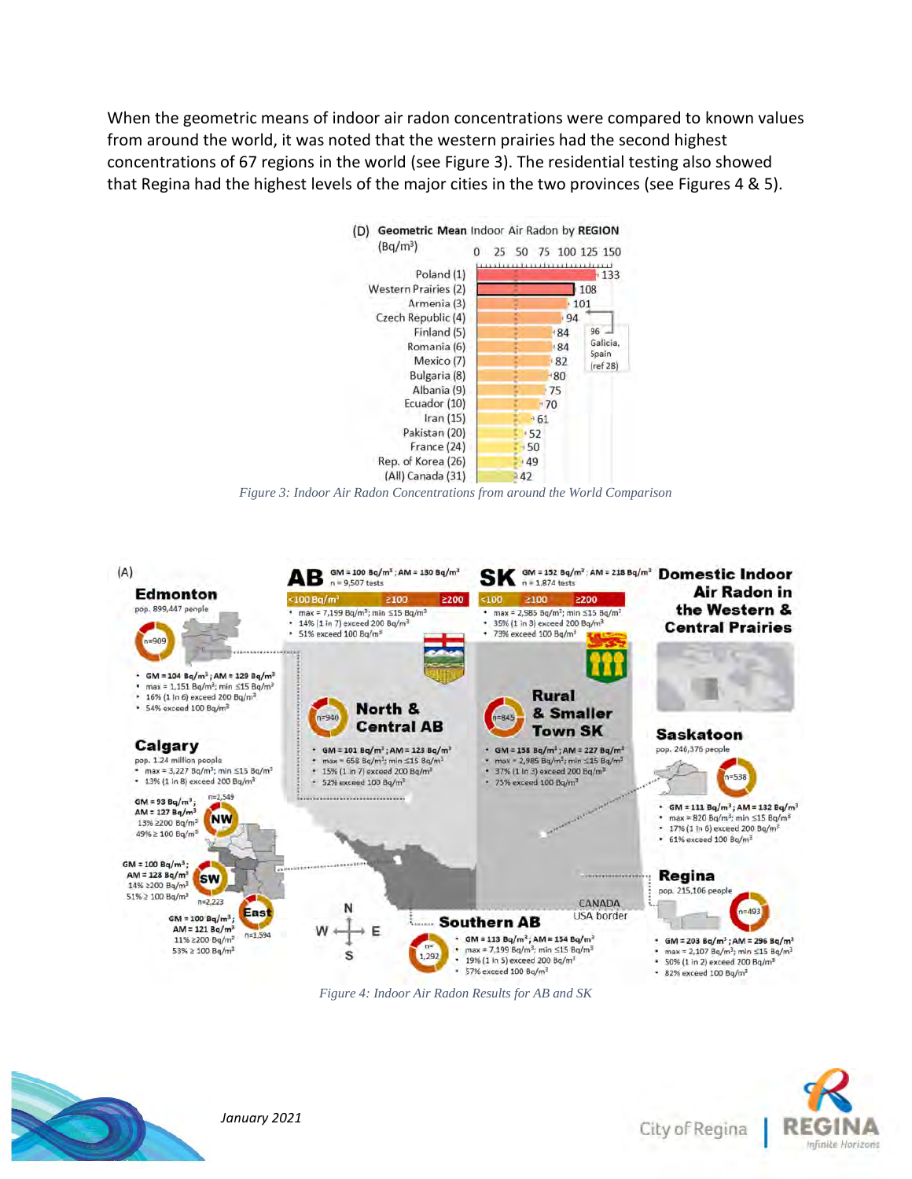When the geometric means of indoor air radon concentrations were compared to known values from around the world, it was noted that the western prairies had the second highest concentrations of 67 regions in the world (see Figure 3). The residential testing also showed that Regina had the highest levels of the major cities in the two provinces (see Figures 4 & 5).

*Figure 3: Indoor Air Radon Concentrations from around the World Comparison*

*Figure 4: Indoor Air Radon Results for AB and SK*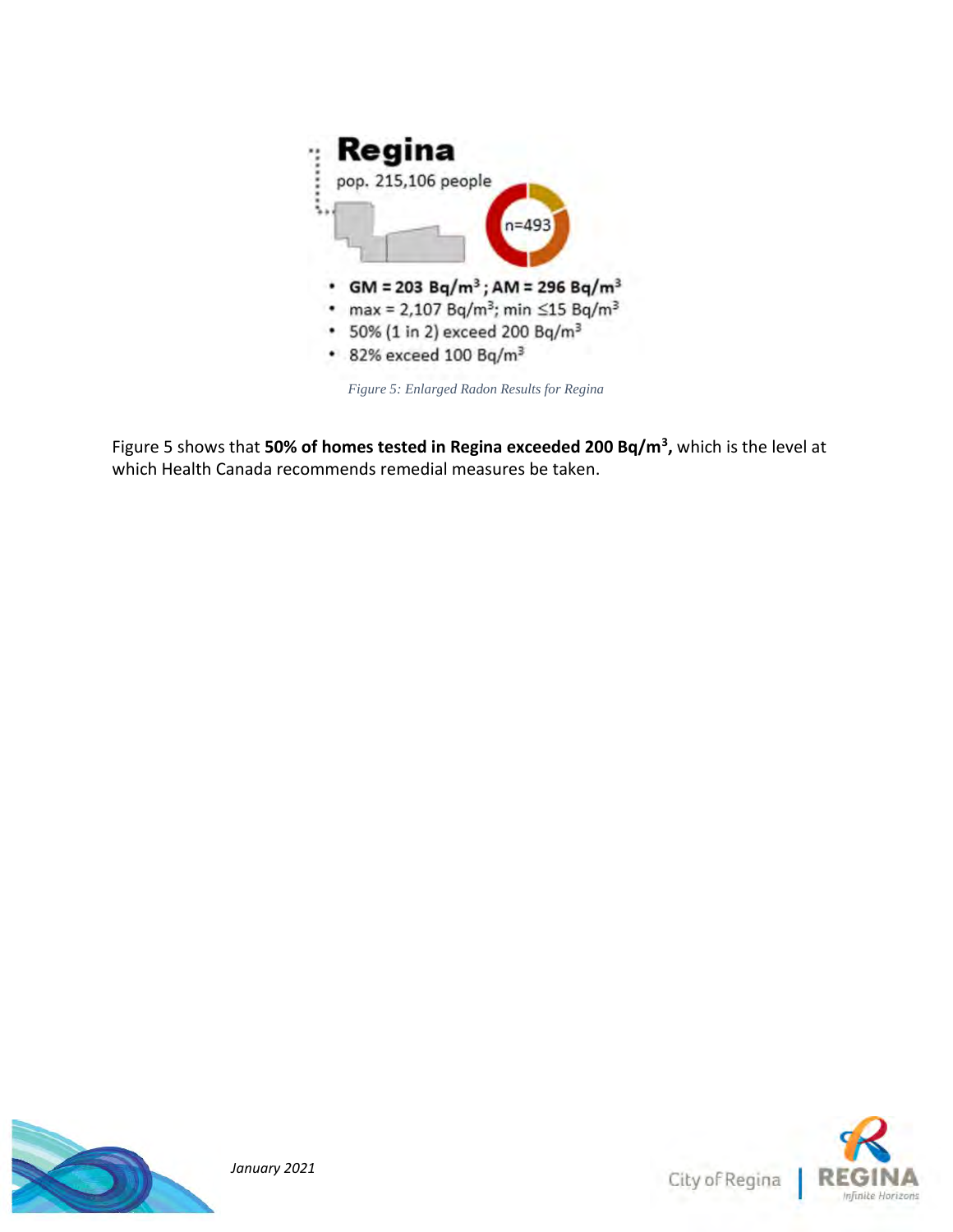# Regina

pop. 215,106 people

n=493

- **GM = 203 Bq/m³ ; AM = 296 Bq/m³**
- max = 2,107 Bq/m³; min ≤15 Bq/m³
- 50% (1 in 2) exceed 200 Bq/m³
- 82% exceed 100 Bq/m³

*Figure 5: Enlarged Radon Results for Regina*

Figure 5 shows that **50% of homes tested in Regina exceeded 200 Bq/m³,** which is the level at which Health Canada recommends remedial measures be taken.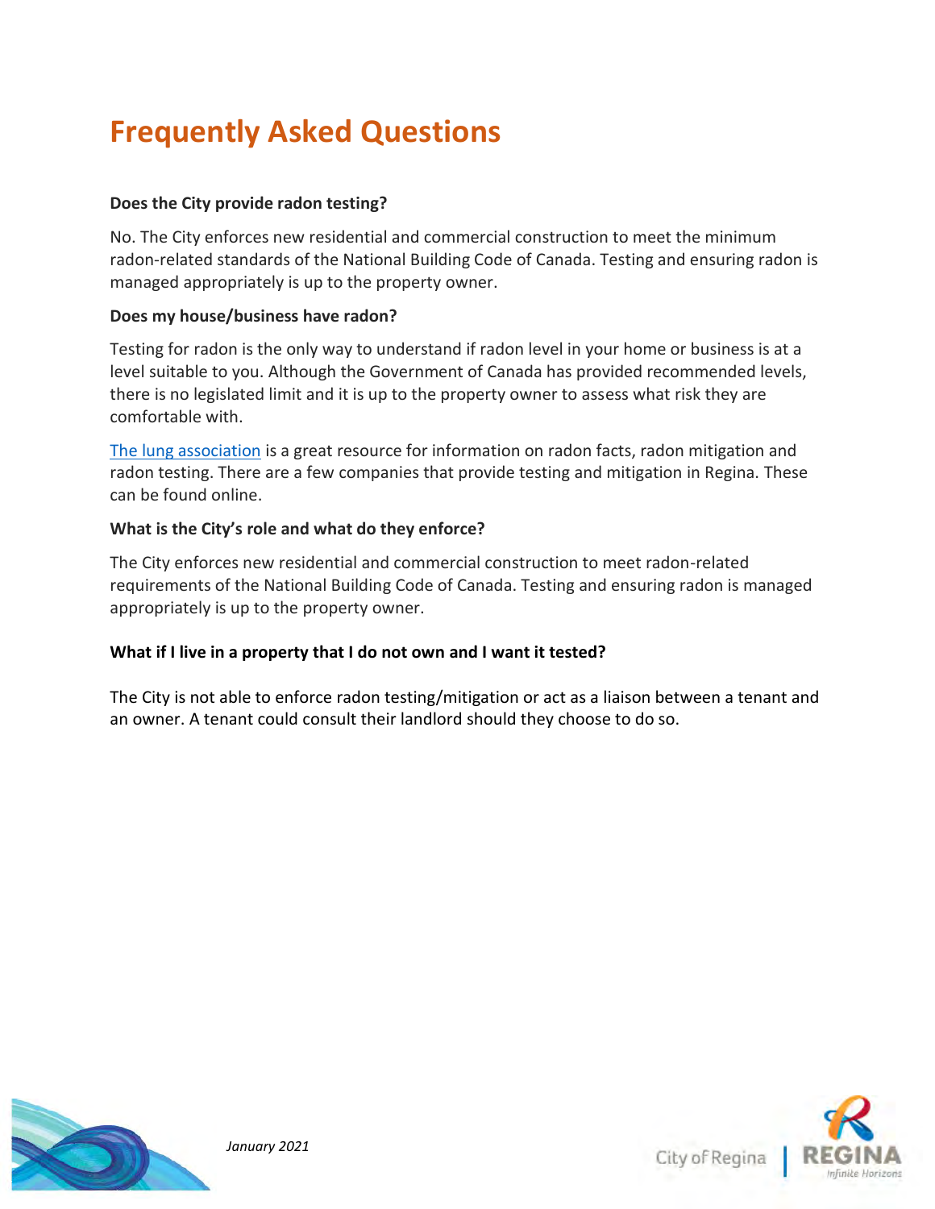# Frequently Asked Questions

**Does the City provide radon testing?**

No. The City enforces new residential and commercial construction to meet the minimum radon-related standards of the National Building Code of Canada. Testing and ensuring radon is managed appropriately is up to the property owner.

**Does my house/business have radon?**

Testing for radon is the only way to understand if radon level in your home or business is at a level suitable to you. Although the Government of Canada has provided recommended levels, there is no legislated limit and it is up to the property owner to assess what risk they are comfortable with.

The lung association is a great resource for information on radon facts, radon mitigation and radon testing. There are a few companies that provide testing and mitigation in Regina. These can be found online.

**What is the City's role and what do they enforce?**

The City enforces new residential and commercial construction to meet radon-related requirements of the National Building Code of Canada. Testing and ensuring radon is managed appropriately is up to the property owner.

**What if I live in a property that I do not own and I want it tested?**

The City is not able to enforce radon testing/mitigation or act as a liaison between a tenant and an owner. A tenant could consult their landlord should they choose to do so.

*January 2021*